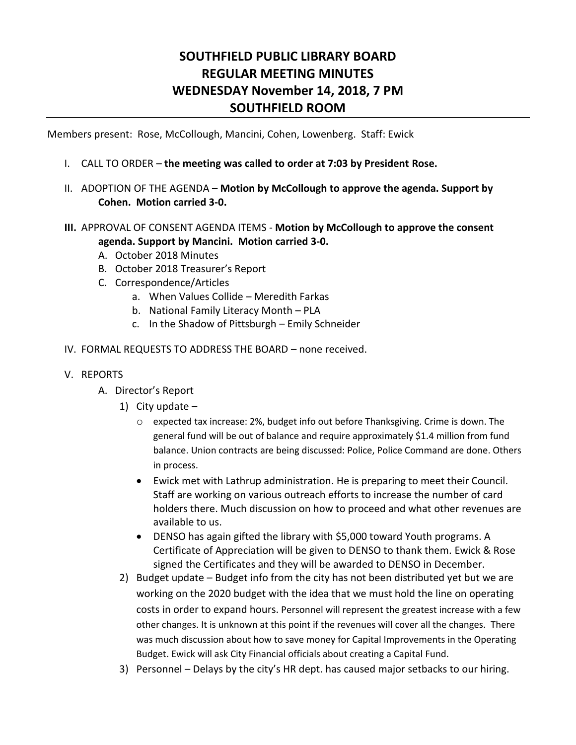# SOUTHFIELD PUBLIC LIBRARY BOARD
# REGULAR MEETING MINUTES
# WEDNESDAY November 14, 2018, 7 PM
# SOUTHFIELD ROOM

Members present: Rose, McCollough, Mancini, Cohen, Lowenberg. Staff: Ewick

I. CALL TO ORDER – **the meeting was called to order at 7:03 by President Rose.**

II. ADOPTION OF THE AGENDA – **Motion by McCollough to approve the agenda. Support by Cohen. Motion carried 3-0.**

**III.** APPROVAL OF CONSENT AGENDA ITEMS - **Motion by McCollough to approve the consent agenda. Support by Mancini. Motion carried 3-0.**

   A. October 2018 Minutes
   B. October 2018 Treasurer's Report
   C. Correspondence/Articles
      a. When Values Collide – Meredith Farkas
      b. National Family Literacy Month – PLA
      c. In the Shadow of Pittsburgh – Emily Schneider

IV. FORMAL REQUESTS TO ADDRESS THE BOARD – none received.

V. REPORTS

   A. Director's Report
      1) City update –
         - expected tax increase: 2%, budget info out before Thanksgiving. Crime is down. The general fund will be out of balance and require approximately $1.4 million from fund balance. Union contracts are being discussed: Police, Police Command are done. Others in process.
         - Ewick met with Lathrup administration. He is preparing to meet their Council. Staff are working on various outreach efforts to increase the number of card holders there. Much discussion on how to proceed and what other revenues are available to us.
         - DENSO has again gifted the library with $5,000 toward Youth programs. A Certificate of Appreciation will be given to DENSO to thank them. Ewick & Rose signed the Certificates and they will be awarded to DENSO in December.
      2) Budget update – Budget info from the city has not been distributed yet but we are working on the 2020 budget with the idea that we must hold the line on operating costs in order to expand hours. Personnel will represent the greatest increase with a few other changes. It is unknown at this point if the revenues will cover all the changes. There was much discussion about how to save money for Capital Improvements in the Operating Budget. Ewick will ask City Financial officials about creating a Capital Fund.
      3) Personnel – Delays by the city's HR dept. has caused major setbacks to our hiring.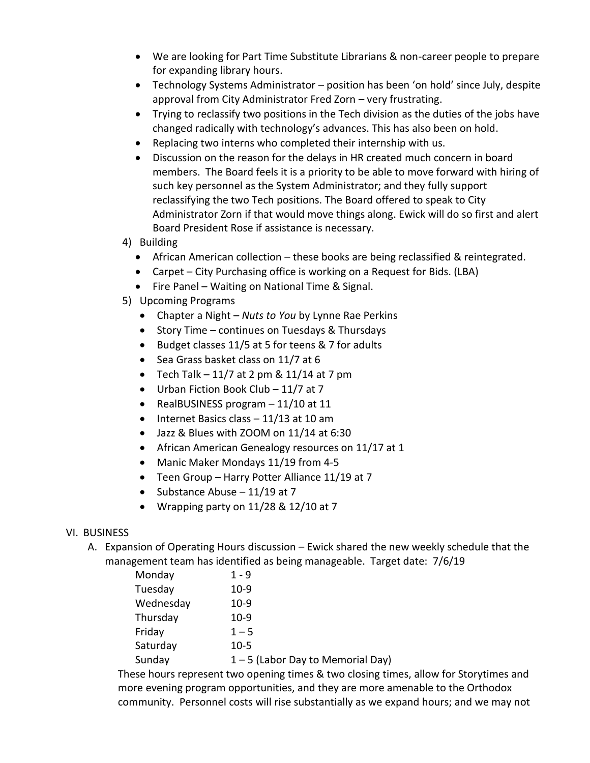- We are looking for Part Time Substitute Librarians & non-career people to prepare for expanding library hours.
- Technology Systems Administrator – position has been 'on hold' since July, despite approval from City Administrator Fred Zorn – very frustrating.
- Trying to reclassify two positions in the Tech division as the duties of the jobs have changed radically with technology's advances. This has also been on hold.
- Replacing two interns who completed their internship with us.
- Discussion on the reason for the delays in HR created much concern in board members. The Board feels it is a priority to be able to move forward with hiring of such key personnel as the System Administrator; and they fully support reclassifying the two Tech positions. The Board offered to speak to City Administrator Zorn if that would move things along. Ewick will do so first and alert Board President Rose if assistance is necessary.

4) Building
   - African American collection – these books are being reclassified & reintegrated.
   - Carpet – City Purchasing office is working on a Request for Bids. (LBA)
   - Fire Panel – Waiting on National Time & Signal.

5) Upcoming Programs
   - Chapter a Night – *Nuts to You* by Lynne Rae Perkins
   - Story Time – continues on Tuesdays & Thursdays
   - Budget classes 11/5 at 5 for teens & 7 for adults
   - Sea Grass basket class on 11/7 at 6
   - Tech Talk – 11/7 at 2 pm & 11/14 at 7 pm
   - Urban Fiction Book Club – 11/7 at 7
   - RealBUSINESS program – 11/10 at 11
   - Internet Basics class – 11/13 at 10 am
   - Jazz & Blues with ZOOM on 11/14 at 6:30
   - African American Genealogy resources on 11/17 at 1
   - Manic Maker Mondays 11/19 from 4-5
   - Teen Group – Harry Potter Alliance 11/19 at 7
   - Substance Abuse – 11/19 at 7
   - Wrapping party on 11/28 & 12/10 at 7

VI. BUSINESS

A. Expansion of Operating Hours discussion – Ewick shared the new weekly schedule that the management team has identified as being manageable. Target date: 7/6/19

| | |
|---|---|
| Monday | 1 - 9 |
| Tuesday | 10-9 |
| Wednesday | 10-9 |
| Thursday | 10-9 |
| Friday | 1 – 5 |
| Saturday | 10-5 |
| Sunday | 1 – 5 (Labor Day to Memorial Day) |

These hours represent two opening times & two closing times, allow for Storytimes and more evening program opportunities, and they are more amenable to the Orthodox community. Personnel costs will rise substantially as we expand hours; and we may not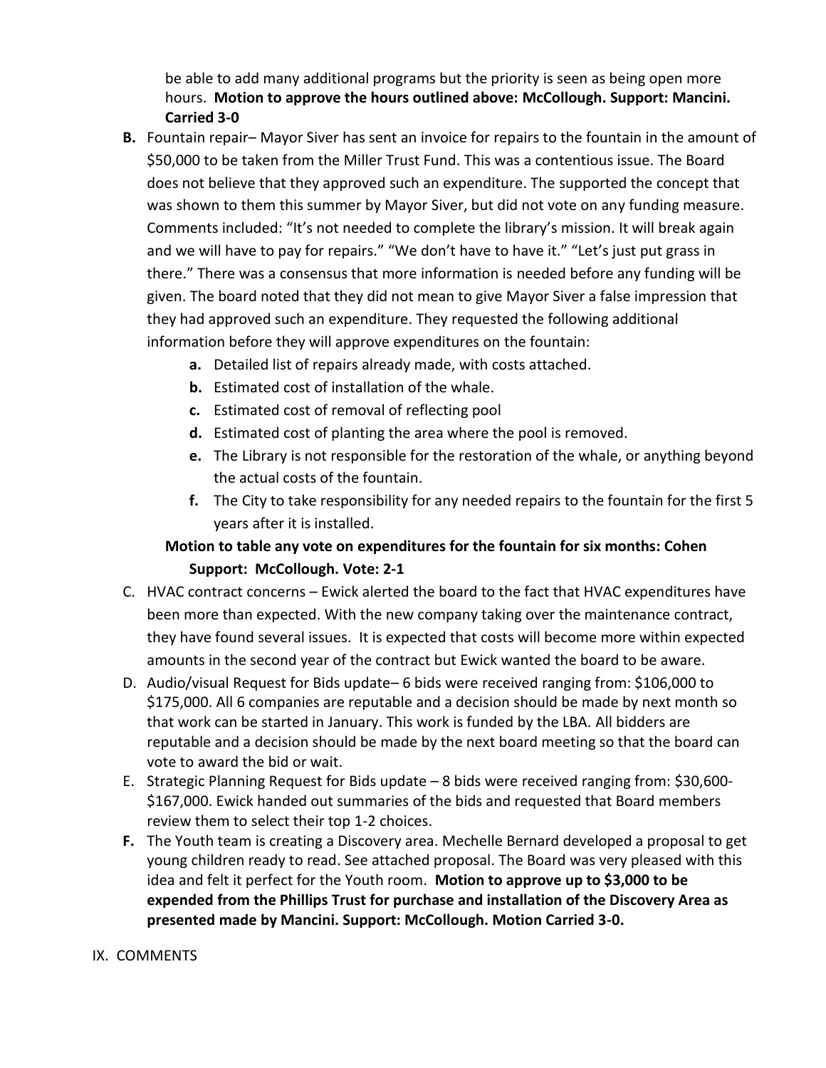be able to add many additional programs but the priority is seen as being open more hours. **Motion to approve the hours outlined above: McCollough. Support: Mancini. Carried 3-0**

**B.** Fountain repair– Mayor Siver has sent an invoice for repairs to the fountain in the amount of $50,000 to be taken from the Miller Trust Fund. This was a contentious issue. The Board does not believe that they approved such an expenditure. The supported the concept that was shown to them this summer by Mayor Siver, but did not vote on any funding measure. Comments included: "It's not needed to complete the library's mission. It will break again and we will have to pay for repairs." "We don't have to have it." "Let's just put grass in there." There was a consensus that more information is needed before any funding will be given. The board noted that they did not mean to give Mayor Siver a false impression that they had approved such an expenditure. They requested the following additional information before they will approve expenditures on the fountain:

   **a.** Detailed list of repairs already made, with costs attached.
   **b.** Estimated cost of installation of the whale.
   **c.** Estimated cost of removal of reflecting pool
   **d.** Estimated cost of planting the area where the pool is removed.
   **e.** The Library is not responsible for the restoration of the whale, or anything beyond the actual costs of the fountain.
   **f.** The City to take responsibility for any needed repairs to the fountain for the first 5 years after it is installed.

   **Motion to table any vote on expenditures for the fountain for six months: Cohen Support: McCollough. Vote: 2-1**

C. HVAC contract concerns – Ewick alerted the board to the fact that HVAC expenditures have been more than expected. With the new company taking over the maintenance contract, they have found several issues. It is expected that costs will become more within expected amounts in the second year of the contract but Ewick wanted the board to be aware.

D. Audio/visual Request for Bids update– 6 bids were received ranging from: $106,000 to $175,000. All 6 companies are reputable and a decision should be made by next month so that work can be started in January. This work is funded by the LBA. All bidders are reputable and a decision should be made by the next board meeting so that the board can vote to award the bid or wait.

E. Strategic Planning Request for Bids update – 8 bids were received ranging from: $30,600-$167,000. Ewick handed out summaries of the bids and requested that Board members review them to select their top 1-2 choices.

**F.** The Youth team is creating a Discovery area. Mechelle Bernard developed a proposal to get young children ready to read. See attached proposal. The Board was very pleased with this idea and felt it perfect for the Youth room. **Motion to approve up to $3,000 to be expended from the Phillips Trust for purchase and installation of the Discovery Area as presented made by Mancini. Support: McCollough. Motion Carried 3-0.**

IX. COMMENTS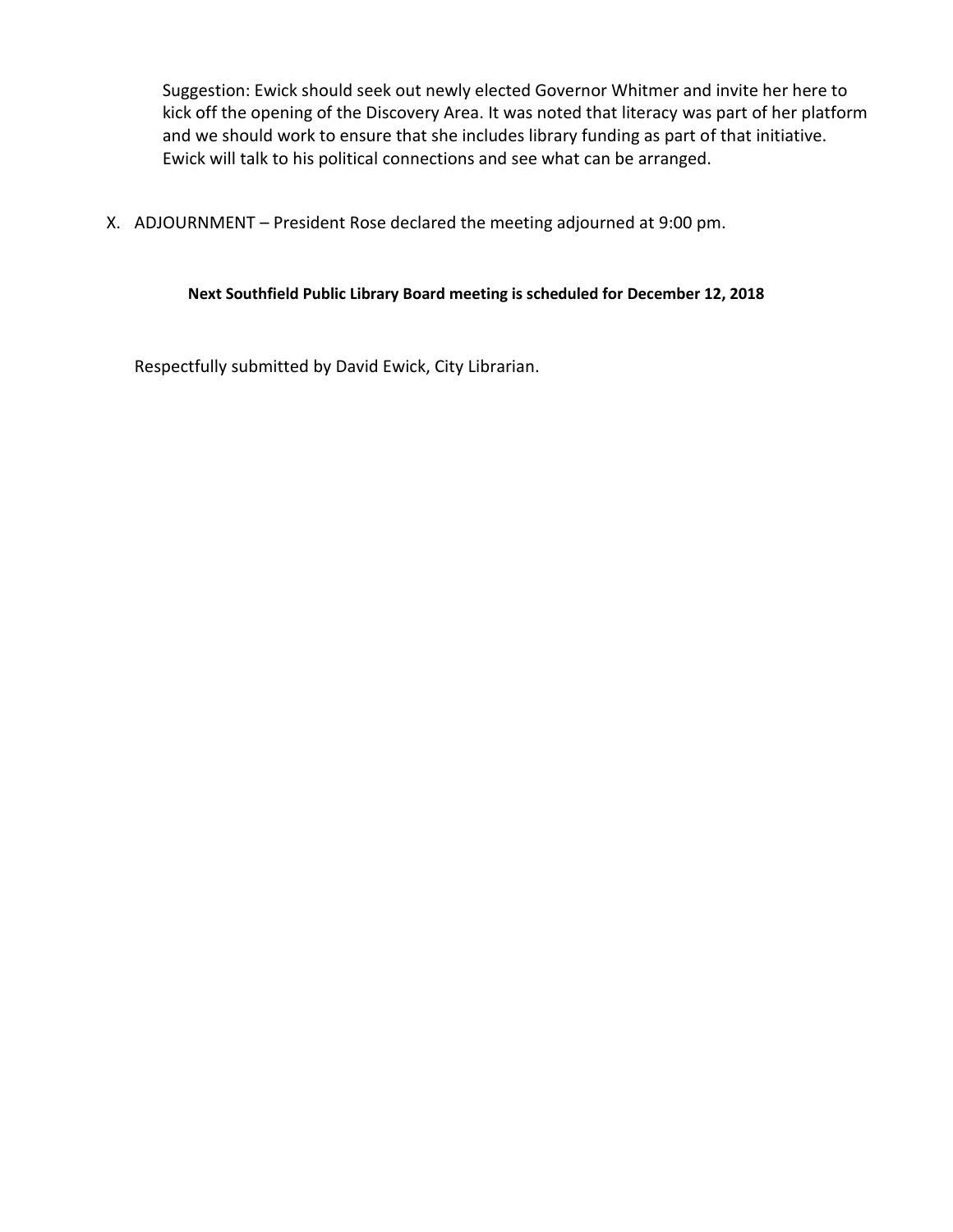Suggestion: Ewick should seek out newly elected Governor Whitmer and invite her here to kick off the opening of the Discovery Area. It was noted that literacy was part of her platform and we should work to ensure that she includes library funding as part of that initiative. Ewick will talk to his political connections and see what can be arranged.

X. ADJOURNMENT – President Rose declared the meeting adjourned at 9:00 pm.

**Next Southfield Public Library Board meeting is scheduled for December 12, 2018**

Respectfully submitted by David Ewick, City Librarian.